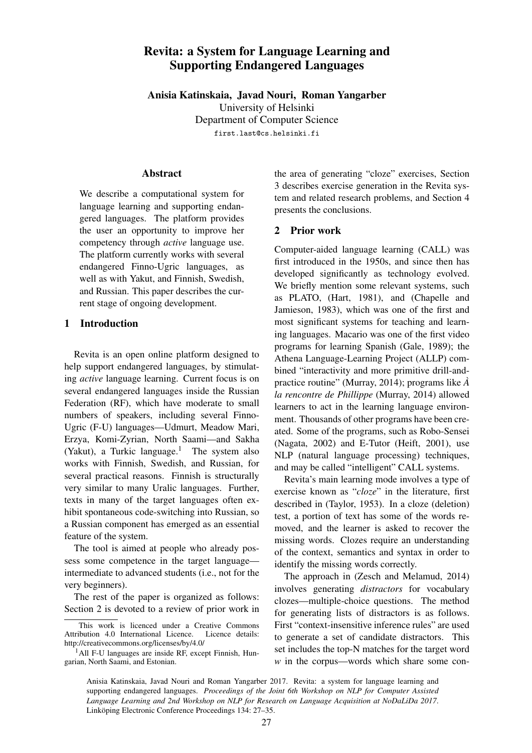# Revita: a System for Language Learning and Supporting Endangered Languages

**Anisia Katinskaia, Javad Nouri, Roman Yangarber**

University of Helsinki
Department of Computer Science
first.last@cs.helsinki.fi

## Abstract

We describe a computational system for language learning and supporting endangered languages. The platform provides the user an opportunity to improve her competency through *active* language use. The platform currently works with several endangered Finno-Ugric languages, as well as with Yakut, and Finnish, Swedish, and Russian. This paper describes the current stage of ongoing development.

## 1 Introduction

Revita is an open online platform designed to help support endangered languages, by stimulating *active* language learning. Current focus is on several endangered languages inside the Russian Federation (RF), which have moderate to small numbers of speakers, including several Finno-Ugric (F-U) languages—Udmurt, Meadow Mari, Erzya, Komi-Zyrian, North Saami—and Sakha (Yakut), a Turkic language.[1] The system also works with Finnish, Swedish, and Russian, for several practical reasons. Finnish is structurally very similar to many Uralic languages. Further, texts in many of the target languages often exhibit spontaneous code-switching into Russian, so a Russian component has emerged as an essential feature of the system.

The tool is aimed at people who already possess some competence in the target language—intermediate to advanced students (i.e., not for the very beginners).

The rest of the paper is organized as follows: Section 2 is devoted to a review of prior work in the area of generating "cloze" exercises, Section 3 describes exercise generation in the Revita system and related research problems, and Section 4 presents the conclusions.

## 2 Prior work

Computer-aided language learning (CALL) was first introduced in the 1950s, and since then has developed significantly as technology evolved. We briefly mention some relevant systems, such as PLATO, (Hart, 1981), and (Chapelle and Jamieson, 1983), which was one of the first and most significant systems for teaching and learning languages. Macario was one of the first video programs for learning Spanish (Gale, 1989); the Athena Language-Learning Project (ALLP) combined "interactivity and more primitive drill-and-practice routine" (Murray, 2014); programs like *À la rencontre de Phillippe* (Murray, 2014) allowed learners to act in the learning language environment. Thousands of other programs have been created. Some of the programs, such as Robo-Sensei (Nagata, 2002) and E-Tutor (Heift, 2001), use NLP (natural language processing) techniques, and may be called "intelligent" CALL systems.

Revita's main learning mode involves a type of exercise known as "*cloze*" in the literature, first described in (Taylor, 1953). In a cloze (deletion) test, a portion of text has some of the words removed, and the learner is asked to recover the missing words. Clozes require an understanding of the context, semantics and syntax in order to identify the missing words correctly.

The approach in (Zesch and Melamud, 2014) involves generating *distractors* for vocabulary clozes—multiple-choice questions. The method for generating lists of distractors is as follows. First "context-insensitive inference rules" are used to generate a set of candidate distractors. This set includes the top-N matches for the target word *w* in the corpus—words which share some con-

This work is licenced under a Creative Commons Attribution 4.0 International Licence. Licence details: http://creativecommons.org/licenses/by/4.0/

[1] All F-U languages are inside RF, except Finnish, Hungarian, North Saami, and Estonian.

Anisia Katinskaia, Javad Nouri and Roman Yangarber 2017. Revita: a system for language learning and supporting endangered languages. *Proceedings of the Joint 6th Workshop on NLP for Computer Assisted Language Learning and 2nd Workshop on NLP for Research on Language Acquisition at NoDaLiDa 2017*. Linköping Electronic Conference Proceedings 134: 27–35.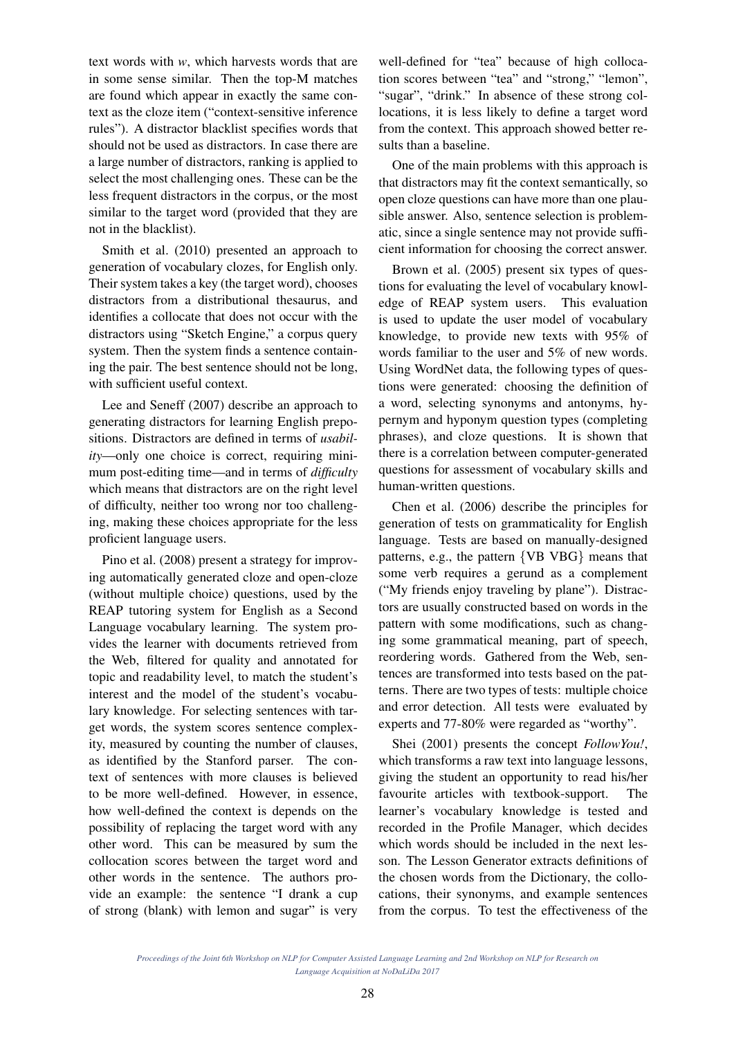text words with *w*, which harvests words that are in some sense similar. Then the top-M matches are found which appear in exactly the same context as the cloze item ("context-sensitive inference rules"). A distractor blacklist specifies words that should not be used as distractors. In case there are a large number of distractors, ranking is applied to select the most challenging ones. These can be the less frequent distractors in the corpus, or the most similar to the target word (provided that they are not in the blacklist).

Smith et al. (2010) presented an approach to generation of vocabulary clozes, for English only. Their system takes a key (the target word), chooses distractors from a distributional thesaurus, and identifies a collocate that does not occur with the distractors using "Sketch Engine," a corpus query system. Then the system finds a sentence containing the pair. The best sentence should not be long, with sufficient useful context.

Lee and Seneff (2007) describe an approach to generating distractors for learning English prepositions. Distractors are defined in terms of *usability*—only one choice is correct, requiring minimum post-editing time—and in terms of *difficulty* which means that distractors are on the right level of difficulty, neither too wrong nor too challenging, making these choices appropriate for the less proficient language users.

Pino et al. (2008) present a strategy for improving automatically generated cloze and open-cloze (without multiple choice) questions, used by the REAP tutoring system for English as a Second Language vocabulary learning. The system provides the learner with documents retrieved from the Web, filtered for quality and annotated for topic and readability level, to match the student's interest and the model of the student's vocabulary knowledge. For selecting sentences with target words, the system scores sentence complexity, measured by counting the number of clauses, as identified by the Stanford parser. The context of sentences with more clauses is believed to be more well-defined. However, in essence, how well-defined the context is depends on the possibility of replacing the target word with any other word. This can be measured by sum the collocation scores between the target word and other words in the sentence. The authors provide an example: the sentence "I drank a cup of strong (blank) with lemon and sugar" is very well-defined for "tea" because of high collocation scores between "tea" and "strong," "lemon", "sugar", "drink." In absence of these strong collocations, it is less likely to define a target word from the context. This approach showed better results than a baseline.

One of the main problems with this approach is that distractors may fit the context semantically, so open cloze questions can have more than one plausible answer. Also, sentence selection is problematic, since a single sentence may not provide sufficient information for choosing the correct answer.

Brown et al. (2005) present six types of questions for evaluating the level of vocabulary knowledge of REAP system users. This evaluation is used to update the user model of vocabulary knowledge, to provide new texts with 95% of words familiar to the user and 5% of new words. Using WordNet data, the following types of questions were generated: choosing the definition of a word, selecting synonyms and antonyms, hypernym and hyponym question types (completing phrases), and cloze questions. It is shown that there is a correlation between computer-generated questions for assessment of vocabulary skills and human-written questions.

Chen et al. (2006) describe the principles for generation of tests on grammaticality for English language. Tests are based on manually-designed patterns, e.g., the pattern {VB VBG} means that some verb requires a gerund as a complement ("My friends enjoy traveling by plane"). Distractors are usually constructed based on words in the pattern with some modifications, such as changing some grammatical meaning, part of speech, reordering words. Gathered from the Web, sentences are transformed into tests based on the patterns. There are two types of tests: multiple choice and error detection. All tests were evaluated by experts and 77-80% were regarded as "worthy".

Shei (2001) presents the concept *FollowYou!*, which transforms a raw text into language lessons, giving the student an opportunity to read his/her favourite articles with textbook-support. The learner's vocabulary knowledge is tested and recorded in the Profile Manager, which decides which words should be included in the next lesson. The Lesson Generator extracts definitions of the chosen words from the Dictionary, the collocations, their synonyms, and example sentences from the corpus. To test the effectiveness of the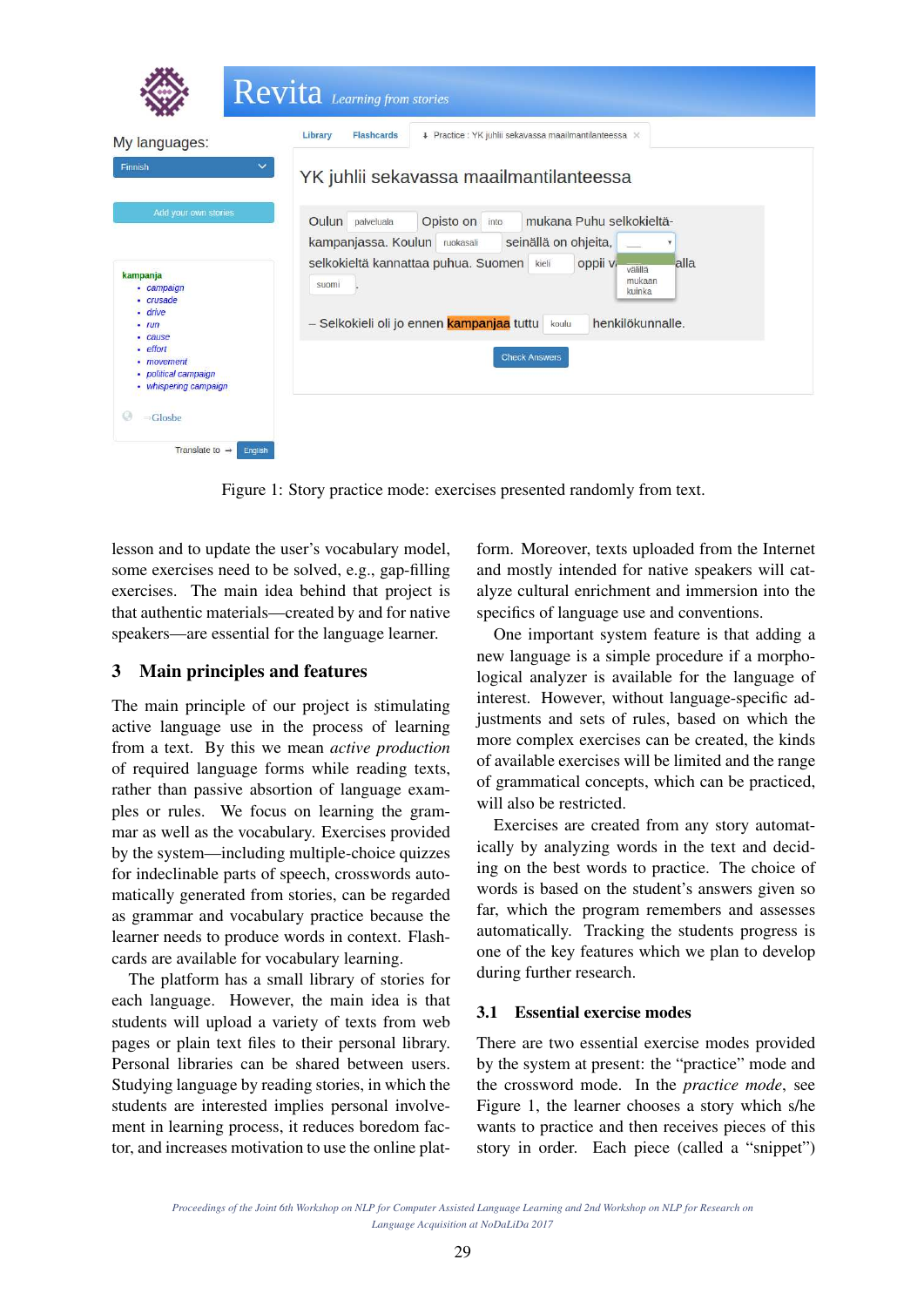Figure 1: Story practice mode: exercises presented randomly from text.

lesson and to update the user's vocabulary model, some exercises need to be solved, e.g., gap-filling exercises. The main idea behind that project is that authentic materials—created by and for native speakers—are essential for the language learner.

## 3 Main principles and features

The main principle of our project is stimulating active language use in the process of learning from a text. By this we mean *active production* of required language forms while reading texts, rather than passive absorption of language examples or rules. We focus on learning the grammar as well as the vocabulary. Exercises provided by the system—including multiple-choice quizzes for indeclinable parts of speech, crosswords automatically generated from stories, can be regarded as grammar and vocabulary practice because the learner needs to produce words in context. Flashcards are available for vocabulary learning.

The platform has a small library of stories for each language. However, the main idea is that students will upload a variety of texts from web pages or plain text files to their personal library. Personal libraries can be shared between users. Studying language by reading stories, in which the students are interested implies personal involvement in learning process, it reduces boredom factor, and increases motivation to use the online platform. Moreover, texts uploaded from the Internet and mostly intended for native speakers will catalyze cultural enrichment and immersion into the specifics of language use and conventions.

One important system feature is that adding a new language is a simple procedure if a morphological analyzer is available for the language of interest. However, without language-specific adjustments and sets of rules, based on which the more complex exercises can be created, the kinds of available exercises will be limited and the range of grammatical concepts, which can be practiced, will also be restricted.

Exercises are created from any story automatically by analyzing words in the text and deciding on the best words to practice. The choice of words is based on the student's answers given so far, which the program remembers and assesses automatically. Tracking the students progress is one of the key features which we plan to develop during further research.

### 3.1 Essential exercise modes

There are two essential exercise modes provided by the system at present: the "practice" mode and the crossword mode. In the *practice mode*, see Figure 1, the learner chooses a story which s/he wants to practice and then receives pieces of this story in order. Each piece (called a "snippet")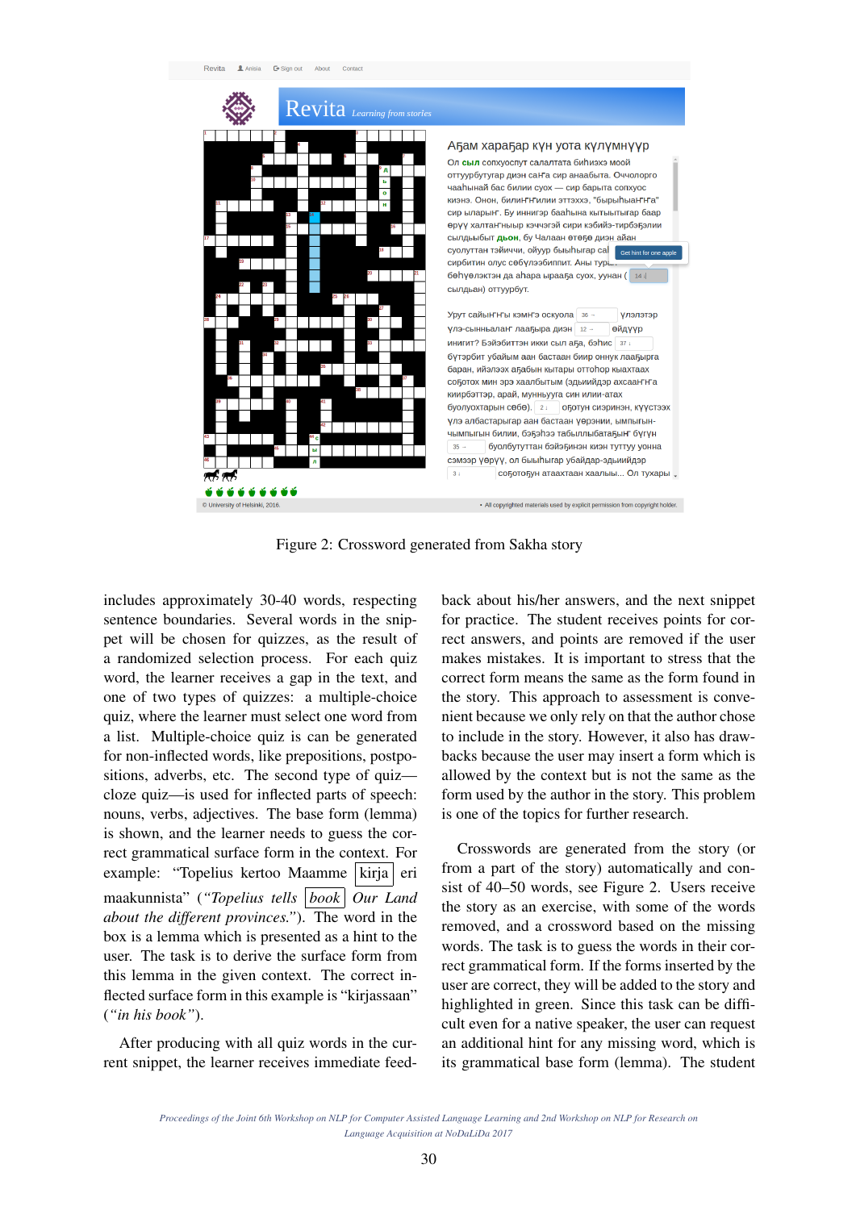Figure 2: Crossword generated from Sakha story

includes approximately 30-40 words, respecting sentence boundaries. Several words in the snippet will be chosen for quizzes, as the result of a randomized selection process. For each quiz word, the learner receives a gap in the text, and one of two types of quizzes: a multiple-choice quiz, where the learner must select one word from a list. Multiple-choice quiz is can be generated for non-inflected words, like prepositions, postpositions, adverbs, etc. The second type of quiz—cloze quiz—is used for inflected parts of speech: nouns, verbs, adjectives. The base form (lemma) is shown, and the learner needs to guess the correct grammatical surface form in the context. For example: "Topelius kertoo Maamme [kirja] eri maakunnista" (*"Topelius tells [book] Our Land about the different provinces."*). The word in the box is a lemma which is presented as a hint to the user. The task is to derive the surface form from this lemma in the given context. The correct inflected surface form in this example is "kirjassaan" (*"in his book"*).

After producing with all quiz words in the current snippet, the learner receives immediate feedback about his/her answers, and the next snippet for practice. The student receives points for correct answers, and points are removed if the user makes mistakes. It is important to stress that the correct form means the same as the form found in the story. This approach to assessment is convenient because we only rely on that the author chose to include in the story. However, it also has drawbacks because the user may insert a form which is allowed by the context but is not the same as the form used by the author in the story. This problem is one of the topics for further research.

Crosswords are generated from the story (or from a part of the story) automatically and consist of 40–50 words, see Figure 2. Users receive the story as an exercise, with some of the words removed, and a crossword based on the missing words. The task is to guess the words in their correct grammatical form. If the forms inserted by the user are correct, they will be added to the story and highlighted in green. Since this task can be difficult even for a native speaker, the user can request an additional hint for any missing word, which is its grammatical base form (lemma). The student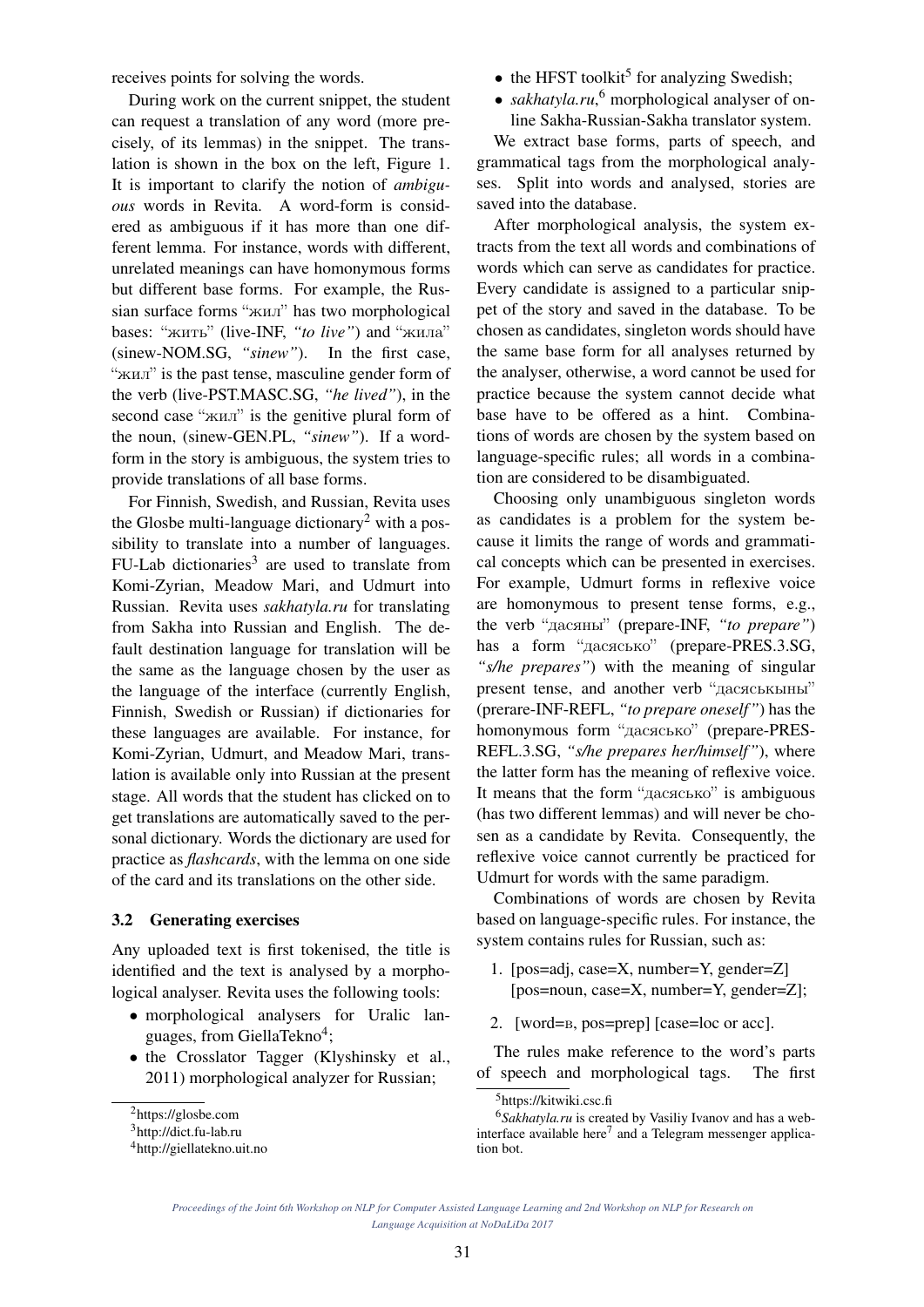receives points for solving the words.

During work on the current snippet, the student can request a translation of any word (more precisely, of its lemmas) in the snippet. The translation is shown in the box on the left, Figure 1. It is important to clarify the notion of *ambiguous* words in Revita. A word-form is considered as ambiguous if it has more than one different lemma. For instance, words with different, unrelated meanings can have homonymous forms but different base forms. For example, the Russian surface forms "жил" has two morphological bases: "жить" (live-INF, *"to live"*) and "жила" (sinew-NOM.SG, *"sinew"*). In the first case, "жил" is the past tense, masculine gender form of the verb (live-PST.MASC.SG, *"he lived"*), in the second case "жил" is the genitive plural form of the noun, (sinew-GEN.PL, *"sinew"*). If a word-form in the story is ambiguous, the system tries to provide translations of all base forms.

For Finnish, Swedish, and Russian, Revita uses the Glosbe multi-language dictionary[2] with a possibility to translate into a number of languages. FU-Lab dictionaries[3] are used to translate from Komi-Zyrian, Meadow Mari, and Udmurt into Russian. Revita uses *sakhatyla.ru* for translating from Sakha into Russian and English. The default destination language for translation will be the same as the language chosen by the user as the language of the interface (currently English, Finnish, Swedish or Russian) if dictionaries for these languages are available. For instance, for Komi-Zyrian, Udmurt, and Meadow Mari, translation is available only into Russian at the present stage. All words that the student has clicked on to get translations are automatically saved to the personal dictionary. Words the dictionary are used for practice as *flashcards*, with the lemma on one side of the card and its translations on the other side.

### 3.2 Generating exercises

Any uploaded text is first tokenised, the title is identified and the text is analysed by a morphological analyser. Revita uses the following tools:

- morphological analysers for Uralic languages, from GiellaTekno[4];
- the Crosslator Tagger (Klyshinsky et al., 2011) morphological analyzer for Russian;
- the HFST toolkit[5] for analyzing Swedish;
- *sakhatyla.ru*,[6] morphological analyser of online Sakha-Russian-Sakha translator system.

We extract base forms, parts of speech, and grammatical tags from the morphological analyses. Split into words and analysed, stories are saved into the database.

After morphological analysis, the system extracts from the text all words and combinations of words which can serve as candidates for practice. Every candidate is assigned to a particular snippet of the story and saved in the database. To be chosen as candidates, singleton words should have the same base form for all analyses returned by the analyser, otherwise, a word cannot be used for practice because the system cannot decide what base have to be offered as a hint. Combinations of words are chosen by the system based on language-specific rules; all words in a combination are considered to be disambiguated.

Choosing only unambiguous singleton words as candidates is a problem for the system because it limits the range of words and grammatical concepts which can be presented in exercises. For example, Udmurt forms in reflexive voice are homonymous to present tense forms, e.g., the verb "дасяны" (prepare-INF, *"to prepare"*) has a form "дасясько" (prepare-PRES.3.SG, *"s/he prepares"*) with the meaning of singular present tense, and another verb "дасяськыны" (prerare-INF-REFL, *"to prepare oneself"*) has the homonymous form "дасясько" (prepare-PRES-REFL.3.SG, *"s/he prepares her/himself"*), where the latter form has the meaning of reflexive voice. It means that the form "дасясько" is ambiguous (has two different lemmas) and will never be chosen as a candidate by Revita. Consequently, the reflexive voice cannot currently be practiced for Udmurt for words with the same paradigm.

Combinations of words are chosen by Revita based on language-specific rules. For instance, the system contains rules for Russian, such as:

1. [pos=adj, case=X, number=Y, gender=Z] [pos=noun, case=X, number=Y, gender=Z];
2. [word=в, pos=prep] [case=loc or acc].

The rules make reference to the word's parts of speech and morphological tags. The first

---

[2] https://glosbe.com

[3] http://dict.fu-lab.ru

[4] http://giellatekno.uit.no

[5] https://kitwiki.csc.fi

[6] *Sakhatyla.ru* is created by Vasiliy Ivanov and has a web-interface available here[7] and a Telegram messenger application bot.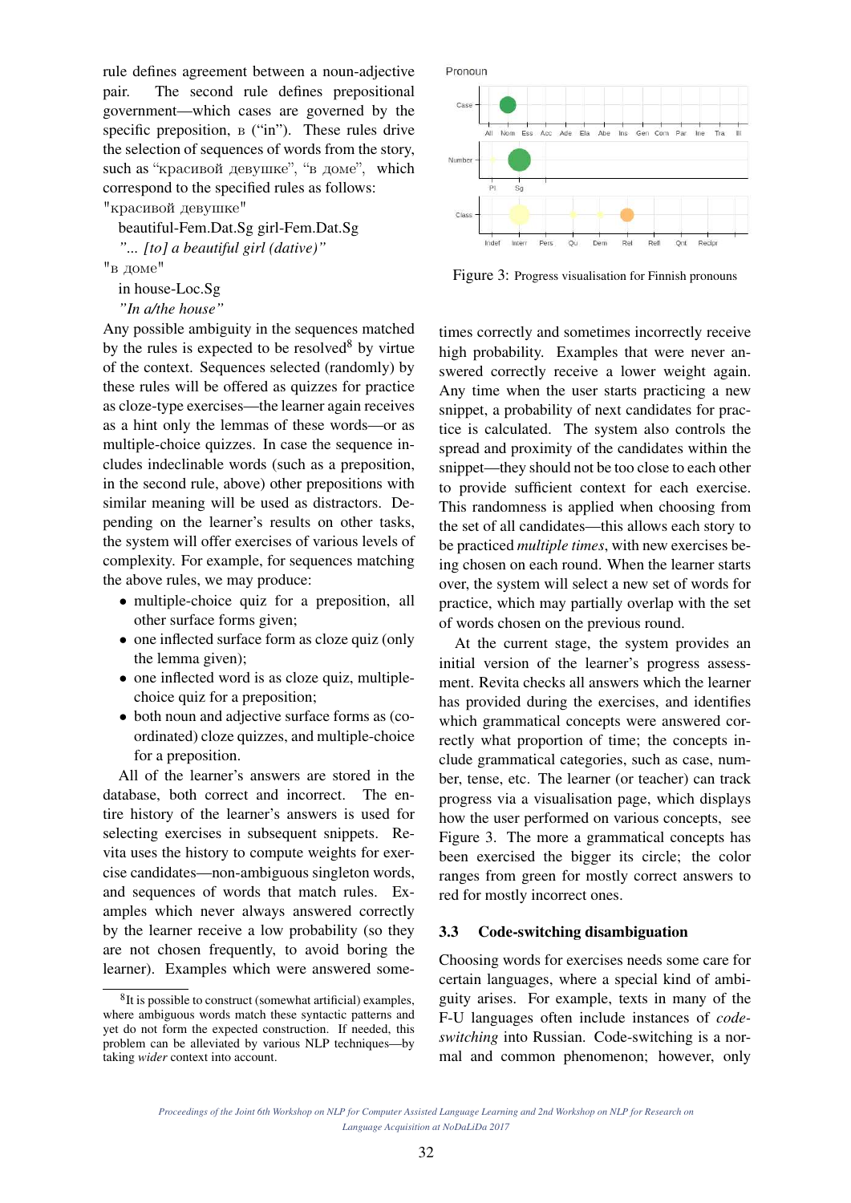rule defines agreement between a noun-adjective pair. The second rule defines prepositional government—which cases are governed by the specific preposition, в ("in"). These rules drive the selection of sequences of words from the story, such as "красивой девушке", "в доме", which correspond to the specified rules as follows:

"красивой девушке"

beautiful-Fem.Dat.Sg girl-Fem.Dat.Sg

*"... [to] a beautiful girl (dative)"*

"в доме"

in house-Loc.Sg

*"In a/the house"*

Any possible ambiguity in the sequences matched by the rules is expected to be resolved[8] by virtue of the context. Sequences selected (randomly) by these rules will be offered as quizzes for practice as cloze-type exercises—the learner again receives as a hint only the lemmas of these words—or as multiple-choice quizzes. In case the sequence includes indeclinable words (such as a preposition, in the second rule, above) other prepositions with similar meaning will be used as distractors. Depending on the learner's results on other tasks, the system will offer exercises of various levels of complexity. For example, for sequences matching the above rules, we may produce:

- multiple-choice quiz for a preposition, all other surface forms given;
- one inflected surface form as cloze quiz (only the lemma given);
- one inflected word is as cloze quiz, multiple-choice quiz for a preposition;
- both noun and adjective surface forms as (coordinated) cloze quizzes, and multiple-choice for a preposition.

All of the learner's answers are stored in the database, both correct and incorrect. The entire history of the learner's answers is used for selecting exercises in subsequent snippets. Revita uses the history to compute weights for exercise candidates—non-ambiguous singleton words, and sequences of words that match rules. Examples which never always answered correctly by the learner receive a low probability (so they are not chosen frequently, to avoid boring the learner). Examples which were answered sometimes correctly and sometimes incorrectly receive high probability. Examples that were never answered correctly receive a lower weight again. Any time when the user starts practicing a new snippet, a probability of next candidates for practice is calculated. The system also controls the spread and proximity of the candidates within the snippet—they should not be too close to each other to provide sufficient context for each exercise. This randomness is applied when choosing from the set of all candidates—this allows each story to be practiced *multiple times*, with new exercises being chosen on each round. When the learner starts over, the system will select a new set of words for practice, which may partially overlap with the set of words chosen on the previous round.

[8] It is possible to construct (somewhat artificial) examples, where ambiguous words match these syntactic patterns and yet do not form the expected construction. If needed, this problem can be alleviated by various NLP techniques—by taking *wider* context into account.

Figure 3: Progress visualisation for Finnish pronouns

At the current stage, the system provides an initial version of the learner's progress assessment. Revita checks all answers which the learner has provided during the exercises, and identifies which grammatical concepts were answered correctly what proportion of time; the concepts include grammatical categories, such as case, number, tense, etc. The learner (or teacher) can track progress via a visualisation page, which displays how the user performed on various concepts, see Figure 3. The more a grammatical concepts has been exercised the bigger its circle; the color ranges from green for mostly correct answers to red for mostly incorrect ones.

### 3.3 Code-switching disambiguation

Choosing words for exercises needs some care for certain languages, where a special kind of ambiguity arises. For example, texts in many of the F-U languages often include instances of *code-switching* into Russian. Code-switching is a normal and common phenomenon; however, only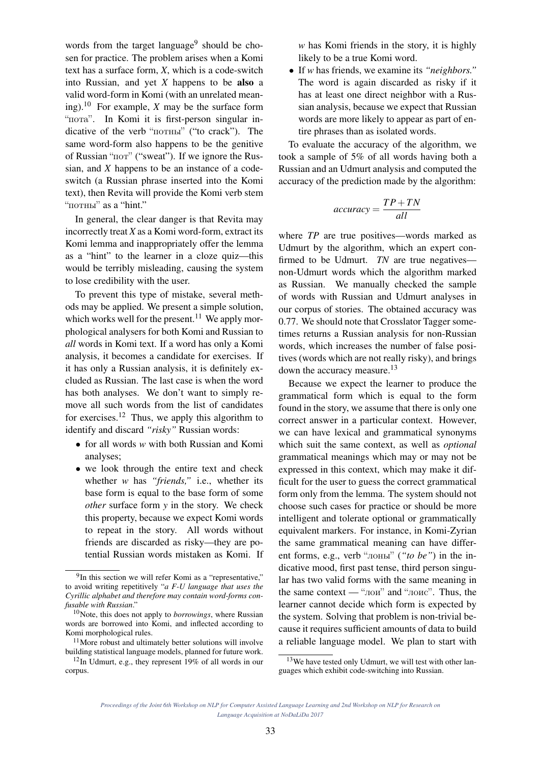words from the target language[9] should be chosen for practice. The problem arises when a Komi text has a surface form, *X*, which is a code-switch into Russian, and yet *X* happens to be **also** a valid word-form in Komi (with an unrelated meaning).[10] For example, *X* may be the surface form "пота". In Komi it is first-person singular indicative of the verb "потны" ("to crack"). The same word-form also happens to be the genitive of Russian "пот" ("sweat"). If we ignore the Russian, and *X* happens to be an instance of a code-switch (a Russian phrase inserted into the Komi text), then Revita will provide the Komi verb stem "потны" as a "hint."

In general, the clear danger is that Revita may incorrectly treat *X* as a Komi word-form, extract its Komi lemma and inappropriately offer the lemma as a "hint" to the learner in a cloze quiz—this would be terribly misleading, causing the system to lose credibility with the user.

To prevent this type of mistake, several methods may be applied. We present a simple solution, which works well for the present.[11] We apply morphological analysers for both Komi and Russian to *all* words in Komi text. If a word has only a Komi analysis, it becomes a candidate for exercises. If it has only a Russian analysis, it is definitely excluded as Russian. The last case is when the word has both analyses. We don't want to simply remove all such words from the list of candidates for exercises.[12] Thus, we apply this algorithm to identify and discard *"risky"* Russian words:

- for all words *w* with both Russian and Komi analyses;
- we look through the entire text and check whether *w* has *"friends,"* i.e., whether its base form is equal to the base form of some *other* surface form *y* in the story. We check this property, because we expect Komi words to repeat in the story. All words without friends are discarded as risky—they are potential Russian words mistaken as Komi. If *w* has Komi friends in the story, it is highly likely to be a true Komi word.
- If *w* has friends, we examine its *"neighbors."* The word is again discarded as risky if it has at least one direct neighbor with a Russian analysis, because we expect that Russian words are more likely to appear as part of entire phrases than as isolated words.

To evaluate the accuracy of the algorithm, we took a sample of 5% of all words having both a Russian and an Udmurt analysis and computed the accuracy of the prediction made by the algorithm:

$$accuracy = \frac{TP + TN}{all}$$

where *TP* are true positives—words marked as Udmurt by the algorithm, which an expert confirmed to be Udmurt. *TN* are true negatives—non-Udmurt words which the algorithm marked as Russian. We manually checked the sample of words with Russian and Udmurt analyses in our corpus of stories. The obtained accuracy was 0.77. We should note that Crosslator Tagger sometimes returns a Russian analysis for non-Russian words, which increases the number of false positives (words which are not really risky), and brings down the accuracy measure.[13]

Because we expect the learner to produce the grammatical form which is equal to the form found in the story, we assume that there is only one correct answer in a particular context. However, we can have lexical and grammatical synonyms which suit the same context, as well as *optional* grammatical meanings which may or may not be expressed in this context, which may make it difficult for the user to guess the correct grammatical form only from the lemma. The system should not choose such cases for practice or should be more intelligent and tolerate optional or grammatically equivalent markers. For instance, in Komi-Zyrian the same grammatical meaning can have different forms, e.g., verb "лоны" (*"to be"*) in the indicative mood, first past tense, third person singular has two valid forms with the same meaning in the same context — "лои" and "лоис". Thus, the learner cannot decide which form is expected by the system. Solving that problem is non-trivial because it requires sufficient amounts of data to build a reliable language model. We plan to start with

[9] In this section we will refer Komi as a "representative," to avoid writing repetitively "*a F-U language that uses the Cyrillic alphabet and therefore may contain word-forms confusable with Russian*."

[10] Note, this does not apply to *borrowings*, where Russian words are borrowed into Komi, and inflected according to Komi morphological rules.

[11] More robust and ultimately better solutions will involve building statistical language models, planned for future work.

[12] In Udmurt, e.g., they represent 19% of all words in our corpus.

[13] We have tested only Udmurt, we will test with other languages which exhibit code-switching into Russian.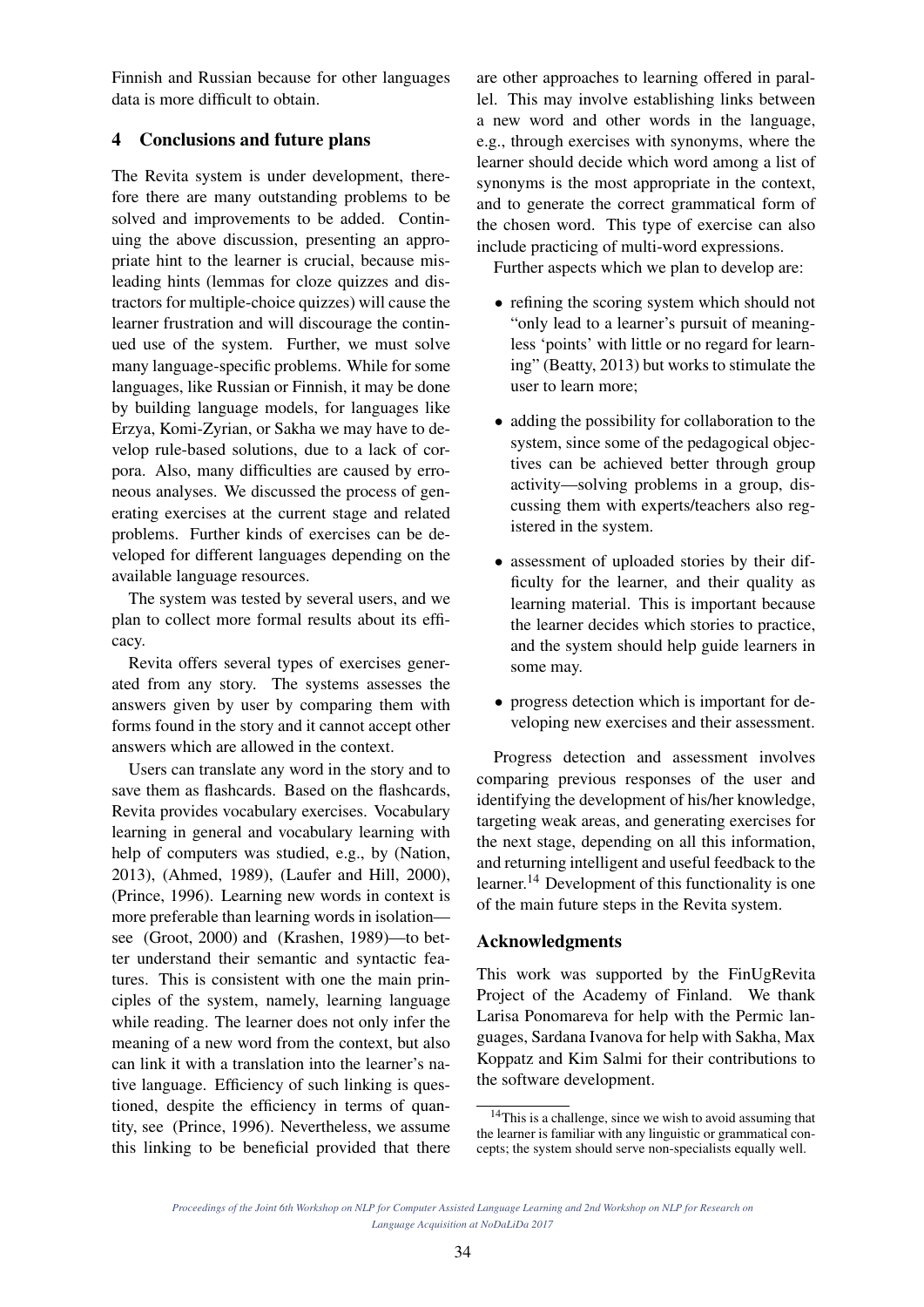Finnish and Russian because for other languages data is more difficult to obtain.

## 4 Conclusions and future plans

The Revita system is under development, therefore there are many outstanding problems to be solved and improvements to be added. Continuing the above discussion, presenting an appropriate hint to the learner is crucial, because misleading hints (lemmas for cloze quizzes and distractors for multiple-choice quizzes) will cause the learner frustration and will discourage the continued use of the system. Further, we must solve many language-specific problems. While for some languages, like Russian or Finnish, it may be done by building language models, for languages like Erzya, Komi-Zyrian, or Sakha we may have to develop rule-based solutions, due to a lack of corpora. Also, many difficulties are caused by erroneous analyses. We discussed the process of generating exercises at the current stage and related problems. Further kinds of exercises can be developed for different languages depending on the available language resources.

The system was tested by several users, and we plan to collect more formal results about its efficacy.

Revita offers several types of exercises generated from any story. The systems assesses the answers given by user by comparing them with forms found in the story and it cannot accept other answers which are allowed in the context.

Users can translate any word in the story and to save them as flashcards. Based on the flashcards, Revita provides vocabulary exercises. Vocabulary learning in general and vocabulary learning with help of computers was studied, e.g., by (Nation, 2013), (Ahmed, 1989), (Laufer and Hill, 2000), (Prince, 1996). Learning new words in context is more preferable than learning words in isolation—see (Groot, 2000) and (Krashen, 1989)—to better understand their semantic and syntactic features. This is consistent with one the main principles of the system, namely, learning language while reading. The learner does not only infer the meaning of a new word from the context, but also can link it with a translation into the learner's native language. Efficiency of such linking is questioned, despite the efficiency in terms of quantity, see (Prince, 1996). Nevertheless, we assume this linking to be beneficial provided that there are other approaches to learning offered in parallel. This may involve establishing links between a new word and other words in the language, e.g., through exercises with synonyms, where the learner should decide which word among a list of synonyms is the most appropriate in the context, and to generate the correct grammatical form of the chosen word. This type of exercise can also include practicing of multi-word expressions.

Further aspects which we plan to develop are:

- refining the scoring system which should not "only lead to a learner's pursuit of meaningless 'points' with little or no regard for learning" (Beatty, 2013) but works to stimulate the user to learn more;
- adding the possibility for collaboration to the system, since some of the pedagogical objectives can be achieved better through group activity—solving problems in a group, discussing them with experts/teachers also registered in the system.
- assessment of uploaded stories by their difficulty for the learner, and their quality as learning material. This is important because the learner decides which stories to practice, and the system should help guide learners in some may.
- progress detection which is important for developing new exercises and their assessment.

Progress detection and assessment involves comparing previous responses of the user and identifying the development of his/her knowledge, targeting weak areas, and generating exercises for the next stage, depending on all this information, and returning intelligent and useful feedback to the learner.[14] Development of this functionality is one of the main future steps in the Revita system.

## Acknowledgments

This work was supported by the FinUgRevita Project of the Academy of Finland. We thank Larisa Ponomareva for help with the Permic languages, Sardana Ivanova for help with Sakha, Max Koppatz and Kim Salmi for their contributions to the software development.

[14] This is a challenge, since we wish to avoid assuming that the learner is familiar with any linguistic or grammatical concepts; the system should serve non-specialists equally well.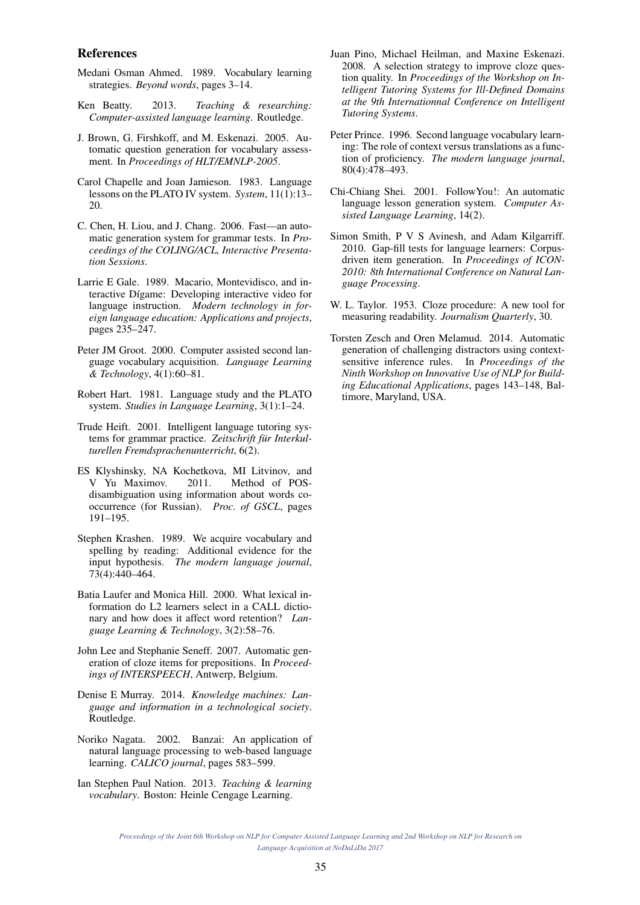## References

Medani Osman Ahmed. 1989. Vocabulary learning strategies. *Beyond words*, pages 3–14.

Ken Beatty. 2013. *Teaching & researching: Computer-assisted language learning*. Routledge.

J. Brown, G. Firshkoff, and M. Eskenazi. 2005. Automatic question generation for vocabulary assessment. In *Proceedings of HLT/EMNLP-2005*.

Carol Chapelle and Joan Jamieson. 1983. Language lessons on the PLATO IV system. *System*, 11(1):13–20.

C. Chen, H. Liou, and J. Chang. 2006. Fast—an automatic generation system for grammar tests. In *Proceedings of the COLING/ACL, Interactive Presentation Sessions*.

Larrie E Gale. 1989. Macario, Montevidisco, and interactive Dígame: Developing interactive video for language instruction. *Modern technology in foreign language education: Applications and projects*, pages 235–247.

Peter JM Groot. 2000. Computer assisted second language vocabulary acquisition. *Language Learning & Technology*, 4(1):60–81.

Robert Hart. 1981. Language study and the PLATO system. *Studies in Language Learning*, 3(1):1–24.

Trude Heift. 2001. Intelligent language tutoring systems for grammar practice. *Zeitschrift für Interkulturellen Fremdsprachenunterricht*, 6(2).

ES Klyshinsky, NA Kochetkova, MI Litvinov, and V Yu Maximov. 2011. Method of POS-disambiguation using information about words co-occurrence (for Russian). *Proc. of GSCL*, pages 191–195.

Stephen Krashen. 1989. We acquire vocabulary and spelling by reading: Additional evidence for the input hypothesis. *The modern language journal*, 73(4):440–464.

Batia Laufer and Monica Hill. 2000. What lexical information do L2 learners select in a CALL dictionary and how does it affect word retention? *Language Learning & Technology*, 3(2):58–76.

John Lee and Stephanie Seneff. 2007. Automatic generation of cloze items for prepositions. In *Proceedings of INTERSPEECH*, Antwerp, Belgium.

Denise E Murray. 2014. *Knowledge machines: Language and information in a technological society*. Routledge.

Noriko Nagata. 2002. Banzai: An application of natural language processing to web-based language learning. *CALICO journal*, pages 583–599.

Ian Stephen Paul Nation. 2013. *Teaching & learning vocabulary*. Boston: Heinle Cengage Learning.

Juan Pino, Michael Heilman, and Maxine Eskenazi. 2008. A selection strategy to improve cloze question quality. In *Proceedings of the Workshop on Intelligent Tutoring Systems for Ill-Defined Domains at the 9th Internationnal Conference on Intelligent Tutoring Systems*.

Peter Prince. 1996. Second language vocabulary learning: The role of context versus translations as a function of proficiency. *The modern language journal*, 80(4):478–493.

Chi-Chiang Shei. 2001. FollowYou!: An automatic language lesson generation system. *Computer Assisted Language Learning*, 14(2).

Simon Smith, P V S Avinesh, and Adam Kilgarriff. 2010. Gap-fill tests for language learners: Corpus-driven item generation. In *Proceedings of ICON-2010: 8th International Conference on Natural Language Processing*.

W. L. Taylor. 1953. Cloze procedure: A new tool for measuring readability. *Journalism Quarterly*, 30.

Torsten Zesch and Oren Melamud. 2014. Automatic generation of challenging distractors using context-sensitive inference rules. In *Proceedings of the Ninth Workshop on Innovative Use of NLP for Building Educational Applications*, pages 143–148, Baltimore, Maryland, USA.